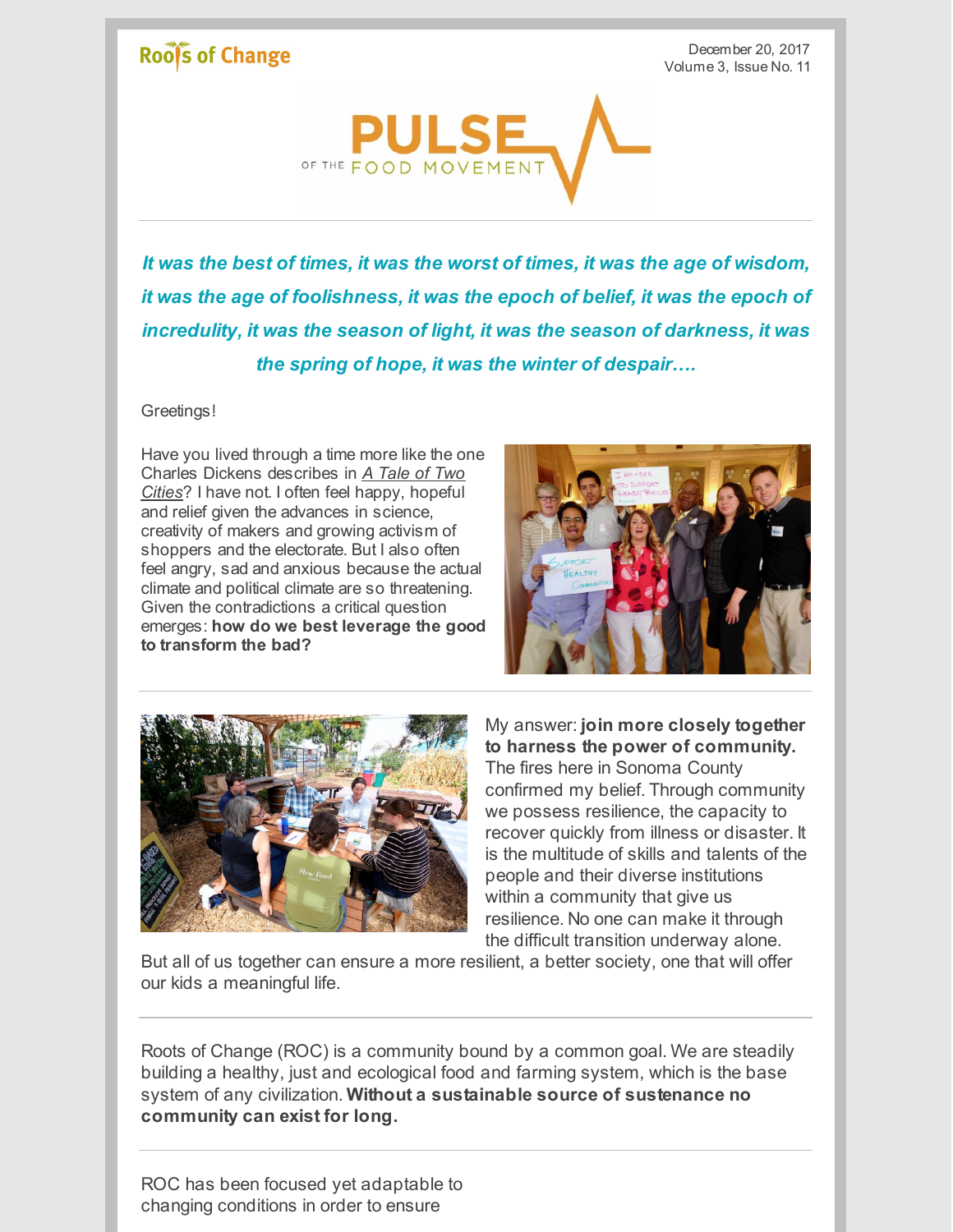Roots of Change

December 20, 2017
Volume 3, Issue No. 11

# PULSE OF THE FOOD MOVEMENT

***It was the best of times, it was the worst of times, it was the age of wisdom, it was the age of foolishness, it was the epoch of belief, it was the epoch of incredulity, it was the season of light, it was the season of darkness, it was the spring of hope, it was the winter of despair….***

Greetings!

Have you lived through a time more like the one Charles Dickens describes in *A Tale of Two Cities*? I have not. I often feel happy, hopeful and relief given the advances in science, creativity of makers and growing activism of shoppers and the electorate. But I also often feel angry, sad and anxious because the actual climate and political climate are so threatening. Given the contradictions a critical question emerges: **how do we best leverage the good to transform the bad?**

My answer: **join more closely together to harness the power of community.** The fires here in Sonoma County confirmed my belief. Through community we possess resilience, the capacity to recover quickly from illness or disaster. It is the multitude of skills and talents of the people and their diverse institutions within a community that give us resilience. No one can make it through the difficult transition underway alone. But all of us together can ensure a more resilient, a better society, one that will offer our kids a meaningful life.

Roots of Change (ROC) is a community bound by a common goal. We are steadily building a healthy, just and ecological food and farming system, which is the base system of any civilization. **Without a sustainable source of sustenance no community can exist for long.**

ROC has been focused yet adaptable to changing conditions in order to ensure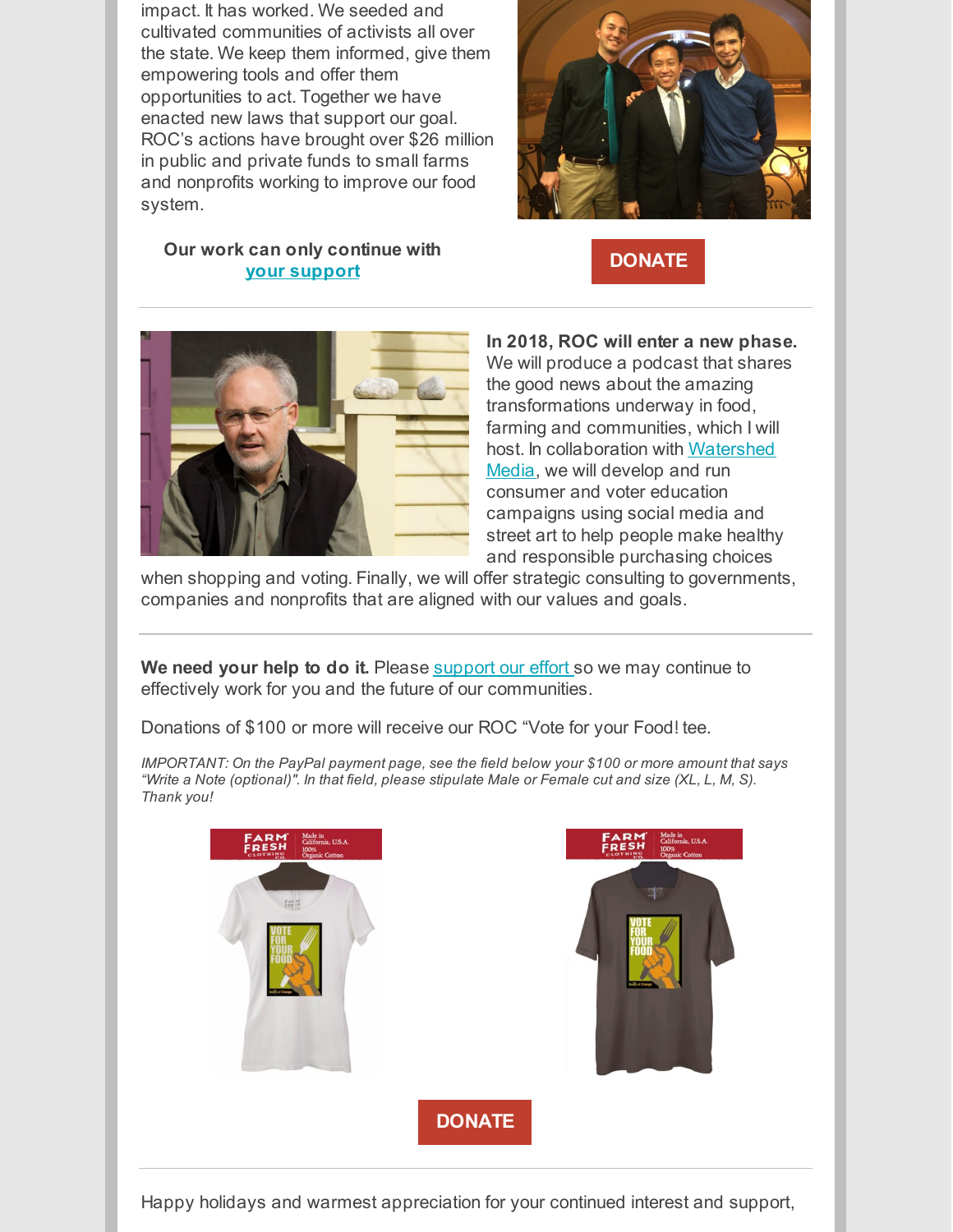impact. It has worked. We seeded and cultivated communities of activists all over the state. We keep them informed, give them empowering tools and offer them opportunities to act. Together we have enacted new laws that support our goal. ROC's actions have brought over $26 million in public and private funds to small farms and nonprofits working to improve our food system.

**Our work can only continue with [your support](#)**

DONATE

**In 2018, ROC will enter a new phase.** We will produce a podcast that shares the good news about the amazing transformations underway in food, farming and communities, which I will host. In collaboration with [Watershed Media](#), we will develop and run consumer and voter education campaigns using social media and street art to help people make healthy and responsible purchasing choices when shopping and voting. Finally, we will offer strategic consulting to governments, companies and nonprofits that are aligned with our values and goals.

**We need your help to do it.** Please [support our effort](#) so we may continue to effectively work for you and the future of our communities.

Donations of $100 or more will receive our ROC "Vote for your Food! tee.

*IMPORTANT: On the PayPal payment page, see the field below your $100 or more amount that says "Write a Note (optional)". In that field, please stipulate Male or Female cut and size (XL, L, M, S). Thank you!*

DONATE

Happy holidays and warmest appreciation for your continued interest and support,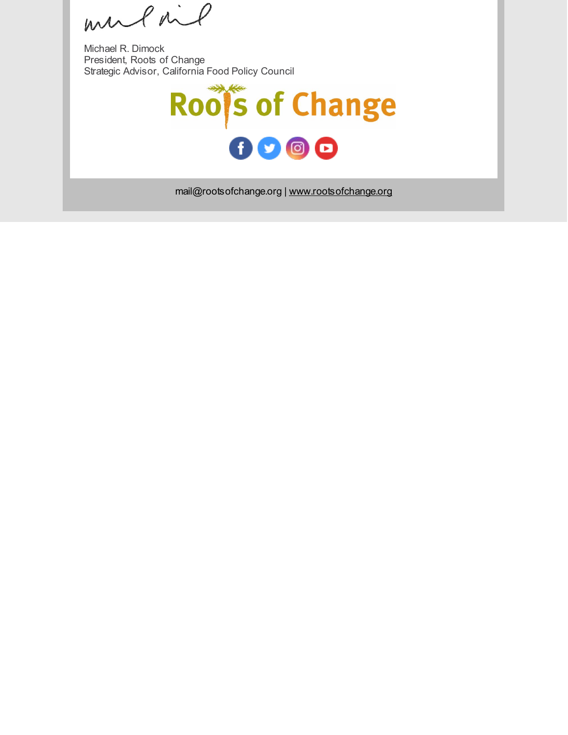Michael R. Dimock
President, Roots of Change
Strategic Advisor, California Food Policy Council

mail@rootsofchange.org | www.rootsofchange.org